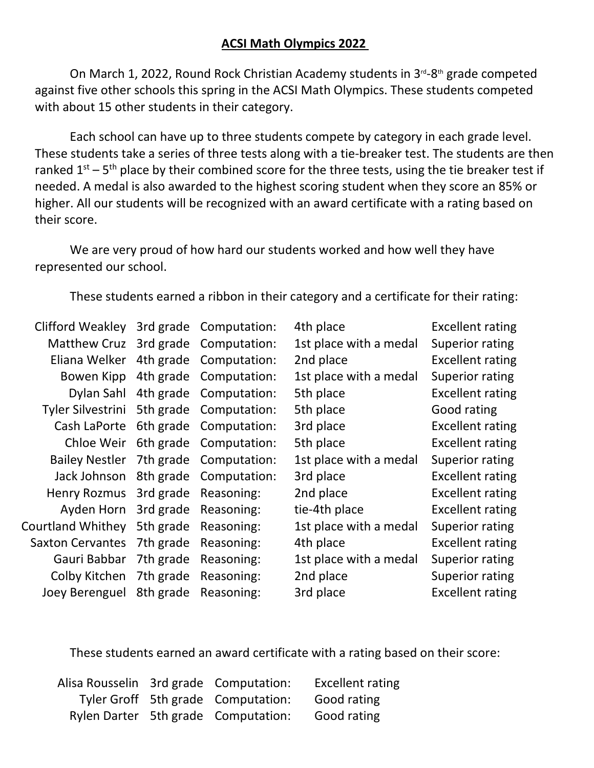# ACSI Math Olympics 2022

On March 1, 2022, Round Rock Christian Academy students in 3rd-8th grade competed against five other schools this spring in the ACSI Math Olympics. These students competed with about 15 other students in their category.

Each school can have up to three students compete by category in each grade level. These students take a series of three tests along with a tie-breaker test. The students are then ranked 1st – 5th place by their combined score for the three tests, using the tie breaker test if needed. A medal is also awarded to the highest scoring student when they score an 85% or higher. All our students will be recognized with an award certificate with a rating based on their score.

We are very proud of how hard our students worked and how well they have represented our school.

These students earned a ribbon in their category and a certificate for their rating:

| Name | Grade | Category | Place | Rating |
|---|---|---|---|---|
| Clifford Weakley | 3rd grade | Computation: | 4th place | Excellent rating |
| Matthew Cruz | 3rd grade | Computation: | 1st place with a medal | Superior rating |
| Eliana Welker | 4th grade | Computation: | 2nd place | Excellent rating |
| Bowen Kipp | 4th grade | Computation: | 1st place with a medal | Superior rating |
| Dylan Sahl | 4th grade | Computation: | 5th place | Excellent rating |
| Tyler Silvestrini | 5th grade | Computation: | 5th place | Good rating |
| Cash LaPorte | 6th grade | Computation: | 3rd place | Excellent rating |
| Chloe Weir | 6th grade | Computation: | 5th place | Excellent rating |
| Bailey Nestler | 7th grade | Computation: | 1st place with a medal | Superior rating |
| Jack Johnson | 8th grade | Computation: | 3rd place | Excellent rating |
| Henry Rozmus | 3rd grade | Reasoning: | 2nd place | Excellent rating |
| Ayden Horn | 3rd grade | Reasoning: | tie-4th place | Excellent rating |
| Courtland Whithey | 5th grade | Reasoning: | 1st place with a medal | Superior rating |
| Saxton Cervantes | 7th grade | Reasoning: | 4th place | Excellent rating |
| Gauri Babbar | 7th grade | Reasoning: | 1st place with a medal | Superior rating |
| Colby Kitchen | 7th grade | Reasoning: | 2nd place | Superior rating |
| Joey Berenguel | 8th grade | Reasoning: | 3rd place | Excellent rating |

These students earned an award certificate with a rating based on their score:

| Name | Grade | Category | Rating |
|---|---|---|---|
| Alisa Rousselin | 3rd grade | Computation: | Excellent rating |
| Tyler Groff | 5th grade | Computation: | Good rating |
| Rylen Darter | 5th grade | Computation: | Good rating |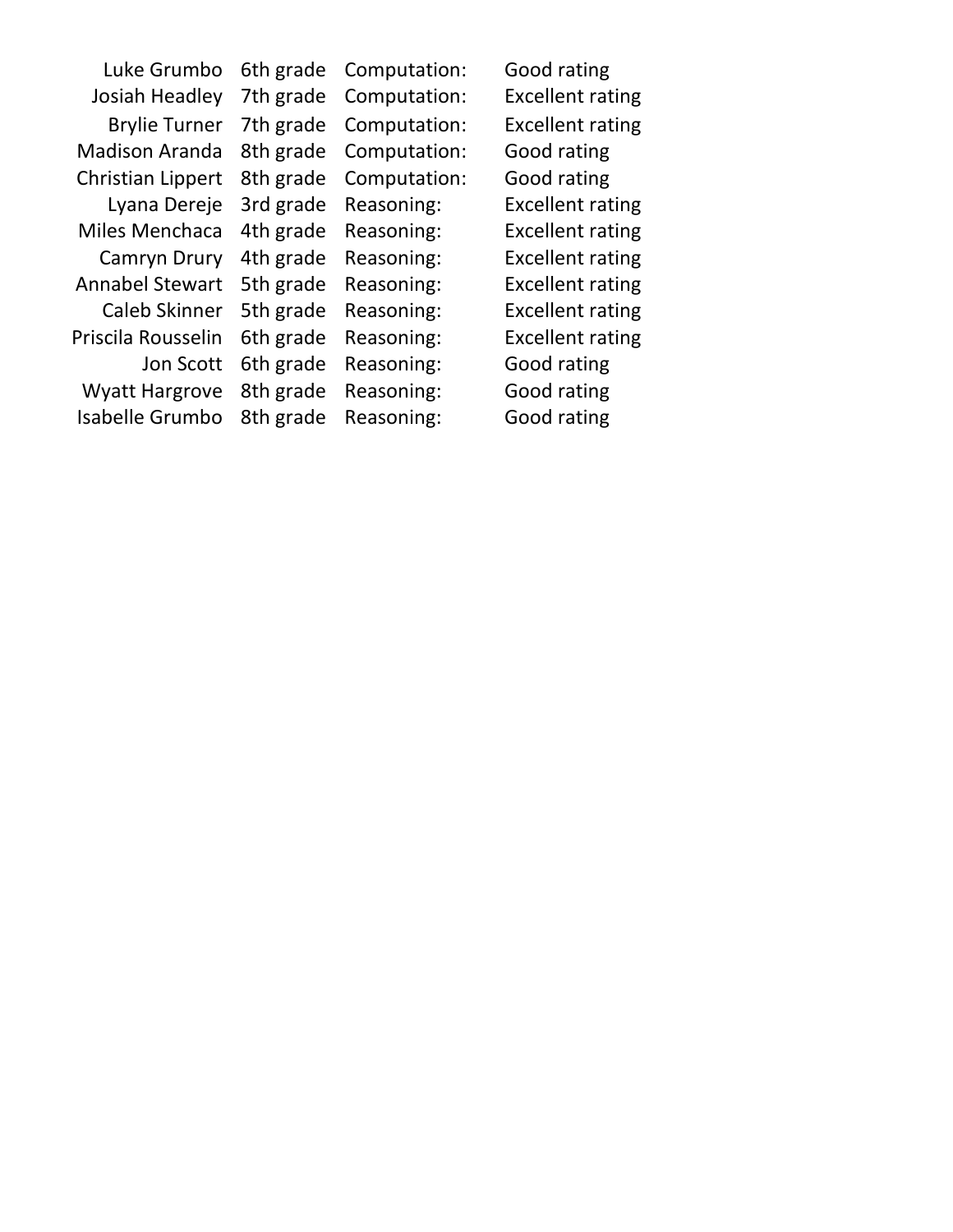| | | | |
|---|---|---|---|
| Luke Grumbo | 6th grade | Computation: | Good rating |
| Josiah Headley | 7th grade | Computation: | Excellent rating |
| Brylie Turner | 7th grade | Computation: | Excellent rating |
| Madison Aranda | 8th grade | Computation: | Good rating |
| Christian Lippert | 8th grade | Computation: | Good rating |
| Lyana Dereje | 3rd grade | Reasoning: | Excellent rating |
| Miles Menchaca | 4th grade | Reasoning: | Excellent rating |
| Camryn Drury | 4th grade | Reasoning: | Excellent rating |
| Annabel Stewart | 5th grade | Reasoning: | Excellent rating |
| Caleb Skinner | 5th grade | Reasoning: | Excellent rating |
| Priscila Rousselin | 6th grade | Reasoning: | Excellent rating |
| Jon Scott | 6th grade | Reasoning: | Good rating |
| Wyatt Hargrove | 8th grade | Reasoning: | Good rating |
| Isabelle Grumbo | 8th grade | Reasoning: | Good rating |